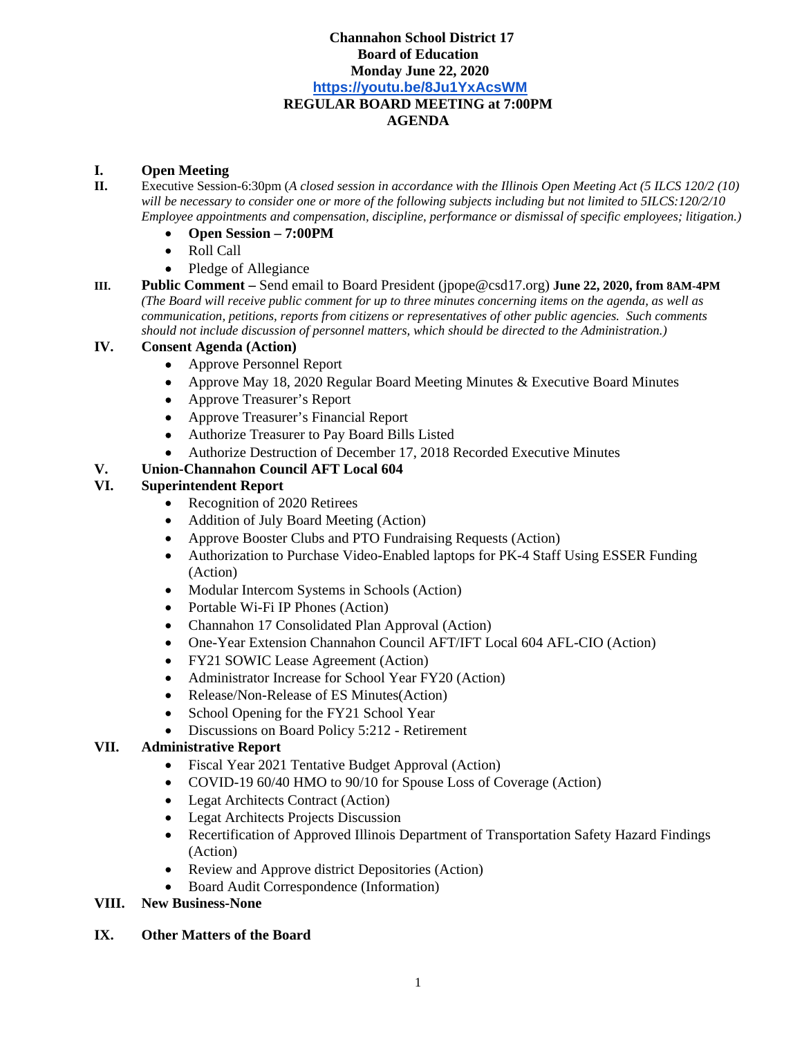**Channahon School District 17**
**Board of Education**
**Monday June 22, 2020**
**https://youtu.be/8Ju1YxAcsWM**
**REGULAR BOARD MEETING at 7:00PM**
**AGENDA**

**I. Open Meeting**

**II.** Executive Session-6:30pm (*A closed session in accordance with the Illinois Open Meeting Act (5 ILCS 120/2 (10) will be necessary to consider one or more of the following subjects including but not limited to 5ILCS:120/2/10 Employee appointments and compensation, discipline, performance or dismissal of specific employees; litigation.)*

- **Open Session – 7:00PM**
- Roll Call
- Pledge of Allegiance

**III. Public Comment –** Send email to Board President (jpope@csd17.org) **June 22, 2020, from 8AM-4PM** *(The Board will receive public comment for up to three minutes concerning items on the agenda, as well as communication, petitions, reports from citizens or representatives of other public agencies. Such comments should not include discussion of personnel matters, which should be directed to the Administration.)*

**IV. Consent Agenda (Action)**

- Approve Personnel Report
- Approve May 18, 2020 Regular Board Meeting Minutes & Executive Board Minutes
- Approve Treasurer's Report
- Approve Treasurer's Financial Report
- Authorize Treasurer to Pay Board Bills Listed
- Authorize Destruction of December 17, 2018 Recorded Executive Minutes

**V. Union-Channahon Council AFT Local 604**

**VI. Superintendent Report**

- Recognition of 2020 Retirees
- Addition of July Board Meeting (Action)
- Approve Booster Clubs and PTO Fundraising Requests (Action)
- Authorization to Purchase Video-Enabled laptops for PK-4 Staff Using ESSER Funding (Action)
- Modular Intercom Systems in Schools (Action)
- Portable Wi-Fi IP Phones (Action)
- Channahon 17 Consolidated Plan Approval (Action)
- One-Year Extension Channahon Council AFT/IFT Local 604 AFL-CIO (Action)
- FY21 SOWIC Lease Agreement (Action)
- Administrator Increase for School Year FY20 (Action)
- Release/Non-Release of ES Minutes(Action)
- School Opening for the FY21 School Year
- Discussions on Board Policy 5:212 - Retirement

**VII. Administrative Report**

- Fiscal Year 2021 Tentative Budget Approval (Action)
- COVID-19 60/40 HMO to 90/10 for Spouse Loss of Coverage (Action)
- Legat Architects Contract (Action)
- Legat Architects Projects Discussion
- Recertification of Approved Illinois Department of Transportation Safety Hazard Findings (Action)
- Review and Approve district Depositories (Action)
- Board Audit Correspondence (Information)

**VIII. New Business-None**

**IX. Other Matters of the Board**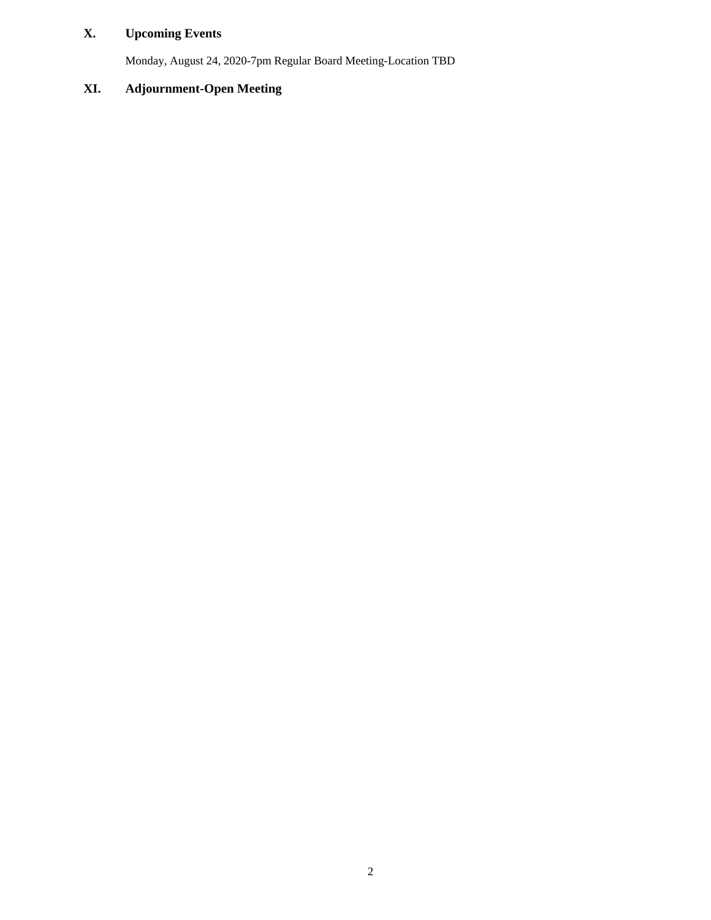## X. Upcoming Events

Monday, August 24, 2020-7pm Regular Board Meeting-Location TBD

## XI. Adjournment-Open Meeting